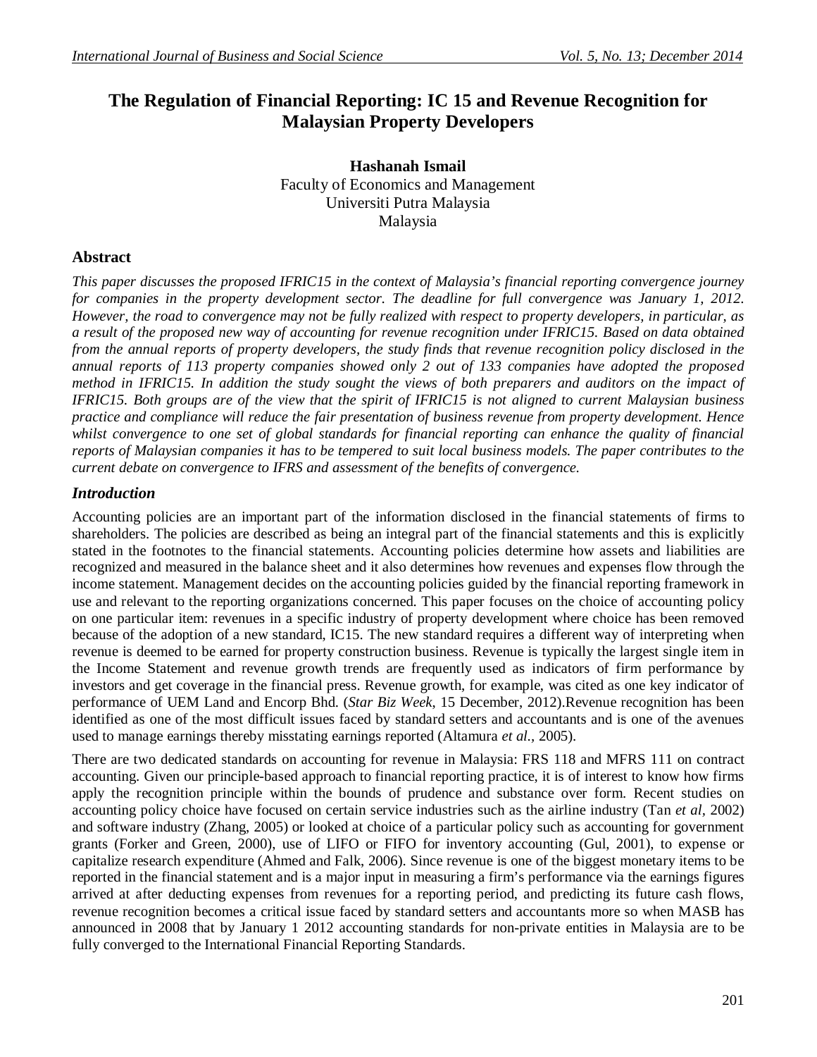# The Regulation of Financial Reporting: IC 15 and Revenue Recognition for Malaysian Property Developers

**Hashanah Ismail**
Faculty of Economics and Management
Universiti Putra Malaysia
Malaysia

## Abstract

*This paper discusses the proposed IFRIC15 in the context of Malaysia's financial reporting convergence journey for companies in the property development sector. The deadline for full convergence was January 1, 2012. However, the road to convergence may not be fully realized with respect to property developers, in particular, as a result of the proposed new way of accounting for revenue recognition under IFRIC15. Based on data obtained from the annual reports of property developers, the study finds that revenue recognition policy disclosed in the annual reports of 113 property companies showed only 2 out of 133 companies have adopted the proposed method in IFRIC15. In addition the study sought the views of both preparers and auditors on the impact of IFRIC15. Both groups are of the view that the spirit of IFRIC15 is not aligned to current Malaysian business practice and compliance will reduce the fair presentation of business revenue from property development. Hence whilst convergence to one set of global standards for financial reporting can enhance the quality of financial reports of Malaysian companies it has to be tempered to suit local business models. The paper contributes to the current debate on convergence to IFRS and assessment of the benefits of convergence.*

## *Introduction*

Accounting policies are an important part of the information disclosed in the financial statements of firms to shareholders. The policies are described as being an integral part of the financial statements and this is explicitly stated in the footnotes to the financial statements. Accounting policies determine how assets and liabilities are recognized and measured in the balance sheet and it also determines how revenues and expenses flow through the income statement. Management decides on the accounting policies guided by the financial reporting framework in use and relevant to the reporting organizations concerned. This paper focuses on the choice of accounting policy on one particular item: revenues in a specific industry of property development where choice has been removed because of the adoption of a new standard, IC15. The new standard requires a different way of interpreting when revenue is deemed to be earned for property construction business. Revenue is typically the largest single item in the Income Statement and revenue growth trends are frequently used as indicators of firm performance by investors and get coverage in the financial press. Revenue growth, for example, was cited as one key indicator of performance of UEM Land and Encorp Bhd. (*Star Biz Week*, 15 December, 2012).Revenue recognition has been identified as one of the most difficult issues faced by standard setters and accountants and is one of the avenues used to manage earnings thereby misstating earnings reported (Altamura *et al.,* 2005).

There are two dedicated standards on accounting for revenue in Malaysia: FRS 118 and MFRS 111 on contract accounting. Given our principle-based approach to financial reporting practice, it is of interest to know how firms apply the recognition principle within the bounds of prudence and substance over form. Recent studies on accounting policy choice have focused on certain service industries such as the airline industry (Tan *et al,* 2002) and software industry (Zhang, 2005) or looked at choice of a particular policy such as accounting for government grants (Forker and Green, 2000), use of LIFO or FIFO for inventory accounting (Gul, 2001), to expense or capitalize research expenditure (Ahmed and Falk, 2006). Since revenue is one of the biggest monetary items to be reported in the financial statement and is a major input in measuring a firm's performance via the earnings figures arrived at after deducting expenses from revenues for a reporting period, and predicting its future cash flows, revenue recognition becomes a critical issue faced by standard setters and accountants more so when MASB has announced in 2008 that by January 1 2012 accounting standards for non-private entities in Malaysia are to be fully converged to the International Financial Reporting Standards.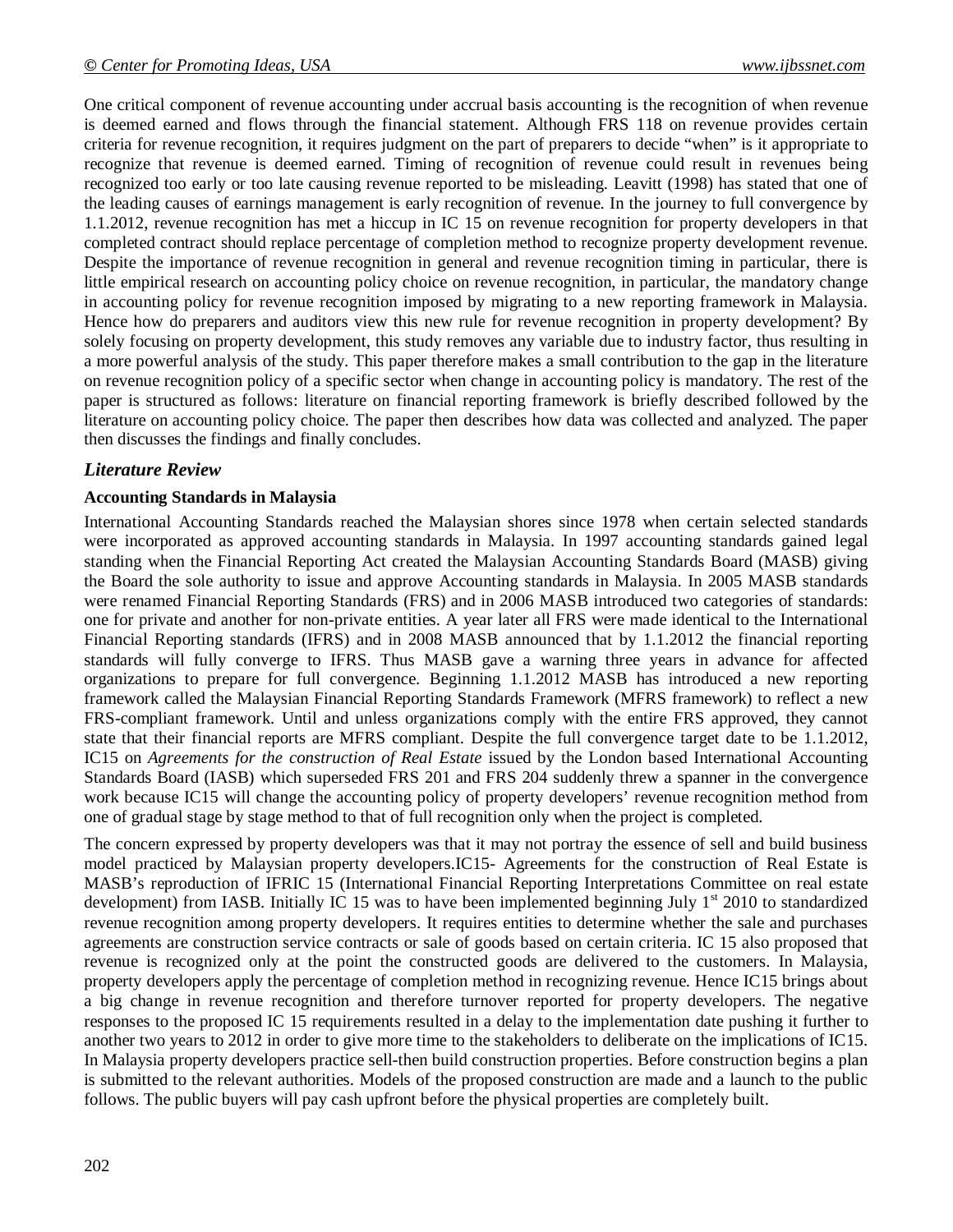One critical component of revenue accounting under accrual basis accounting is the recognition of when revenue is deemed earned and flows through the financial statement. Although FRS 118 on revenue provides certain criteria for revenue recognition, it requires judgment on the part of preparers to decide "when" is it appropriate to recognize that revenue is deemed earned. Timing of recognition of revenue could result in revenues being recognized too early or too late causing revenue reported to be misleading. Leavitt (1998) has stated that one of the leading causes of earnings management is early recognition of revenue. In the journey to full convergence by 1.1.2012, revenue recognition has met a hiccup in IC 15 on revenue recognition for property developers in that completed contract should replace percentage of completion method to recognize property development revenue. Despite the importance of revenue recognition in general and revenue recognition timing in particular, there is little empirical research on accounting policy choice on revenue recognition, in particular, the mandatory change in accounting policy for revenue recognition imposed by migrating to a new reporting framework in Malaysia. Hence how do preparers and auditors view this new rule for revenue recognition in property development? By solely focusing on property development, this study removes any variable due to industry factor, thus resulting in a more powerful analysis of the study. This paper therefore makes a small contribution to the gap in the literature on revenue recognition policy of a specific sector when change in accounting policy is mandatory. The rest of the paper is structured as follows: literature on financial reporting framework is briefly described followed by the literature on accounting policy choice. The paper then describes how data was collected and analyzed. The paper then discusses the findings and finally concludes.

## *Literature Review*

### Accounting Standards in Malaysia

International Accounting Standards reached the Malaysian shores since 1978 when certain selected standards were incorporated as approved accounting standards in Malaysia. In 1997 accounting standards gained legal standing when the Financial Reporting Act created the Malaysian Accounting Standards Board (MASB) giving the Board the sole authority to issue and approve Accounting standards in Malaysia. In 2005 MASB standards were renamed Financial Reporting Standards (FRS) and in 2006 MASB introduced two categories of standards: one for private and another for non-private entities. A year later all FRS were made identical to the International Financial Reporting standards (IFRS) and in 2008 MASB announced that by 1.1.2012 the financial reporting standards will fully converge to IFRS. Thus MASB gave a warning three years in advance for affected organizations to prepare for full convergence. Beginning 1.1.2012 MASB has introduced a new reporting framework called the Malaysian Financial Reporting Standards Framework (MFRS framework) to reflect a new FRS-compliant framework. Until and unless organizations comply with the entire FRS approved, they cannot state that their financial reports are MFRS compliant. Despite the full convergence target date to be 1.1.2012, IC15 on *Agreements for the construction of Real Estate* issued by the London based International Accounting Standards Board (IASB) which superseded FRS 201 and FRS 204 suddenly threw a spanner in the convergence work because IC15 will change the accounting policy of property developers' revenue recognition method from one of gradual stage by stage method to that of full recognition only when the project is completed.

The concern expressed by property developers was that it may not portray the essence of sell and build business model practiced by Malaysian property developers.IC15- Agreements for the construction of Real Estate is MASB's reproduction of IFRIC 15 (International Financial Reporting Interpretations Committee on real estate development) from IASB. Initially IC 15 was to have been implemented beginning July 1st 2010 to standardized revenue recognition among property developers. It requires entities to determine whether the sale and purchases agreements are construction service contracts or sale of goods based on certain criteria. IC 15 also proposed that revenue is recognized only at the point the constructed goods are delivered to the customers. In Malaysia, property developers apply the percentage of completion method in recognizing revenue. Hence IC15 brings about a big change in revenue recognition and therefore turnover reported for property developers. The negative responses to the proposed IC 15 requirements resulted in a delay to the implementation date pushing it further to another two years to 2012 in order to give more time to the stakeholders to deliberate on the implications of IC15. In Malaysia property developers practice sell-then build construction properties. Before construction begins a plan is submitted to the relevant authorities. Models of the proposed construction are made and a launch to the public follows. The public buyers will pay cash upfront before the physical properties are completely built.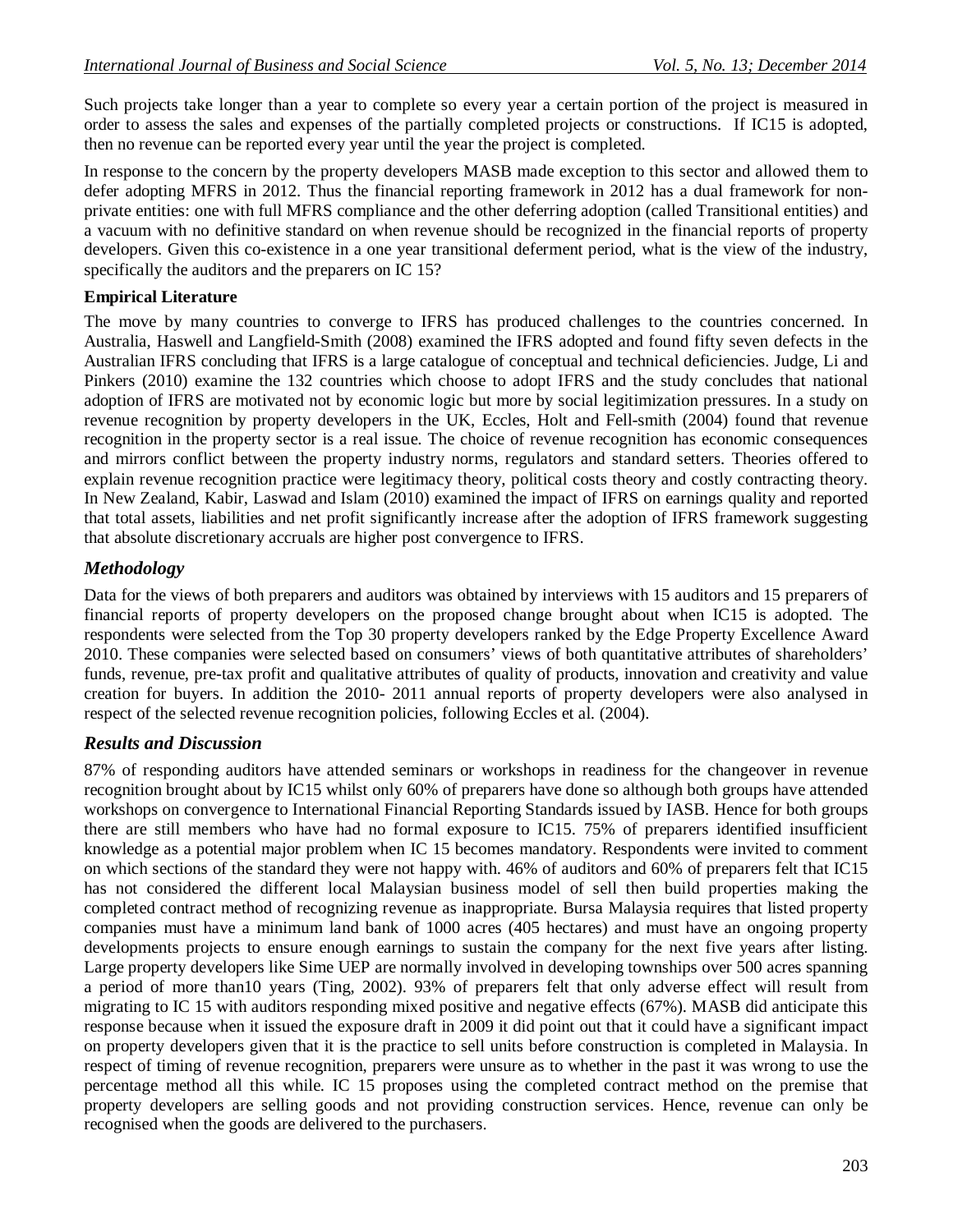Such projects take longer than a year to complete so every year a certain portion of the project is measured in order to assess the sales and expenses of the partially completed projects or constructions. If IC15 is adopted, then no revenue can be reported every year until the year the project is completed.

In response to the concern by the property developers MASB made exception to this sector and allowed them to defer adopting MFRS in 2012. Thus the financial reporting framework in 2012 has a dual framework for non-private entities: one with full MFRS compliance and the other deferring adoption (called Transitional entities) and a vacuum with no definitive standard on when revenue should be recognized in the financial reports of property developers. Given this co-existence in a one year transitional deferment period, what is the view of the industry, specifically the auditors and the preparers on IC 15?

**Empirical Literature**

The move by many countries to converge to IFRS has produced challenges to the countries concerned. In Australia, Haswell and Langfield-Smith (2008) examined the IFRS adopted and found fifty seven defects in the Australian IFRS concluding that IFRS is a large catalogue of conceptual and technical deficiencies. Judge, Li and Pinkers (2010) examine the 132 countries which choose to adopt IFRS and the study concludes that national adoption of IFRS are motivated not by economic logic but more by social legitimization pressures. In a study on revenue recognition by property developers in the UK, Eccles, Holt and Fell-smith (2004) found that revenue recognition in the property sector is a real issue. The choice of revenue recognition has economic consequences and mirrors conflict between the property industry norms, regulators and standard setters. Theories offered to explain revenue recognition practice were legitimacy theory, political costs theory and costly contracting theory. In New Zealand, Kabir, Laswad and Islam (2010) examined the impact of IFRS on earnings quality and reported that total assets, liabilities and net profit significantly increase after the adoption of IFRS framework suggesting that absolute discretionary accruals are higher post convergence to IFRS.

## *Methodology*

Data for the views of both preparers and auditors was obtained by interviews with 15 auditors and 15 preparers of financial reports of property developers on the proposed change brought about when IC15 is adopted. The respondents were selected from the Top 30 property developers ranked by the Edge Property Excellence Award 2010. These companies were selected based on consumers' views of both quantitative attributes of shareholders' funds, revenue, pre-tax profit and qualitative attributes of quality of products, innovation and creativity and value creation for buyers. In addition the 2010- 2011 annual reports of property developers were also analysed in respect of the selected revenue recognition policies, following Eccles et al. (2004).

## *Results and Discussion*

87% of responding auditors have attended seminars or workshops in readiness for the changeover in revenue recognition brought about by IC15 whilst only 60% of preparers have done so although both groups have attended workshops on convergence to International Financial Reporting Standards issued by IASB. Hence for both groups there are still members who have had no formal exposure to IC15. 75% of preparers identified insufficient knowledge as a potential major problem when IC 15 becomes mandatory. Respondents were invited to comment on which sections of the standard they were not happy with. 46% of auditors and 60% of preparers felt that IC15 has not considered the different local Malaysian business model of sell then build properties making the completed contract method of recognizing revenue as inappropriate. Bursa Malaysia requires that listed property companies must have a minimum land bank of 1000 acres (405 hectares) and must have an ongoing property developments projects to ensure enough earnings to sustain the company for the next five years after listing. Large property developers like Sime UEP are normally involved in developing townships over 500 acres spanning a period of more than10 years (Ting, 2002). 93% of preparers felt that only adverse effect will result from migrating to IC 15 with auditors responding mixed positive and negative effects (67%). MASB did anticipate this response because when it issued the exposure draft in 2009 it did point out that it could have a significant impact on property developers given that it is the practice to sell units before construction is completed in Malaysia. In respect of timing of revenue recognition, preparers were unsure as to whether in the past it was wrong to use the percentage method all this while. IC 15 proposes using the completed contract method on the premise that property developers are selling goods and not providing construction services. Hence, revenue can only be recognised when the goods are delivered to the purchasers.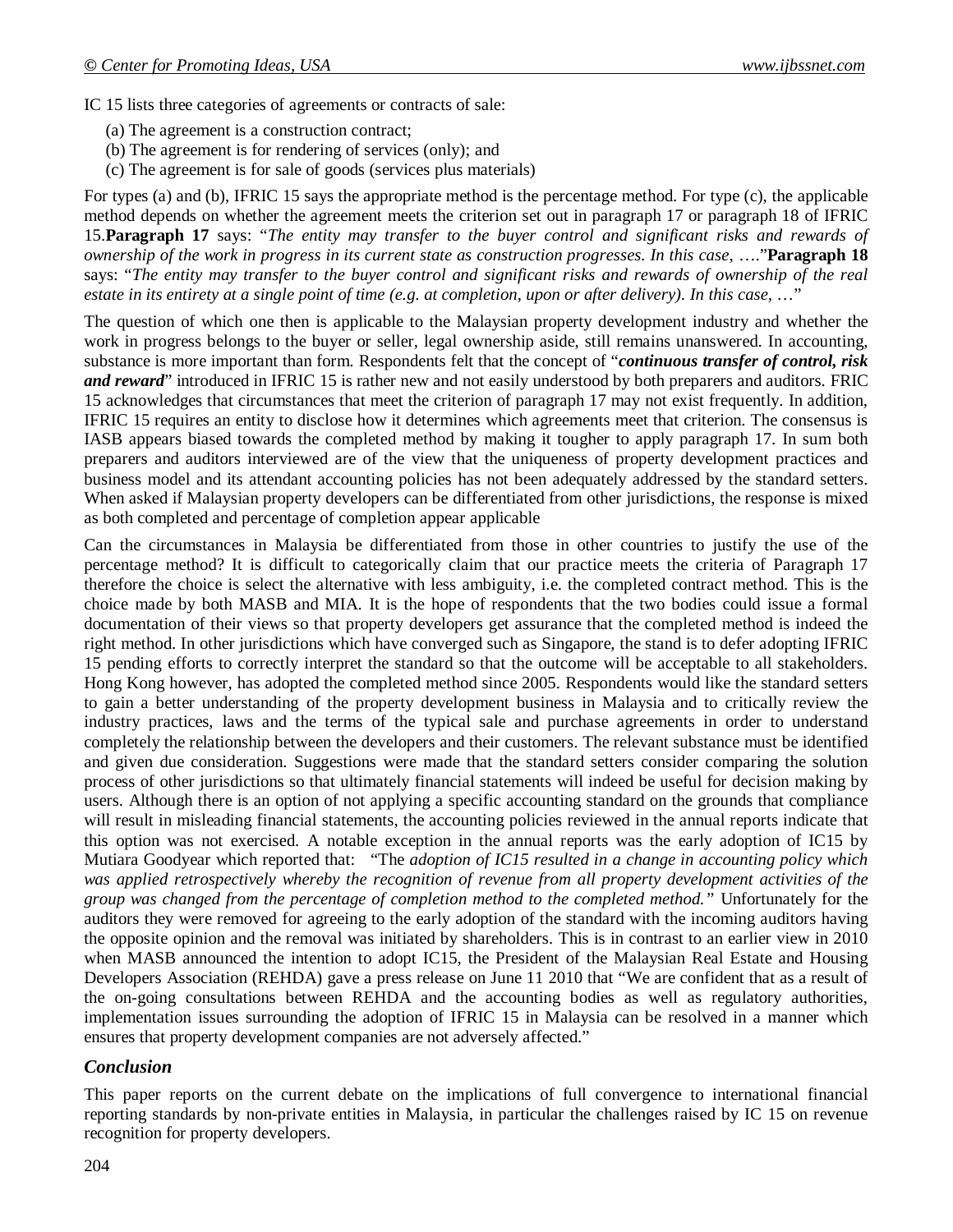IC 15 lists three categories of agreements or contracts of sale:

(a) The agreement is a construction contract;
(b) The agreement is for rendering of services (only); and
(c) The agreement is for sale of goods (services plus materials)

For types (a) and (b), IFRIC 15 says the appropriate method is the percentage method. For type (c), the applicable method depends on whether the agreement meets the criterion set out in paragraph 17 or paragraph 18 of IFRIC 15.**Paragraph 17** says: "*The entity may transfer to the buyer control and significant risks and rewards of ownership of the work in progress in its current state as construction progresses. In this case,* …."**Paragraph 18** says: "*The entity may transfer to the buyer control and significant risks and rewards of ownership of the real estate in its entirety at a single point of time (e.g. at completion, upon or after delivery). In this case,* …"

The question of which one then is applicable to the Malaysian property development industry and whether the work in progress belongs to the buyer or seller, legal ownership aside, still remains unanswered. In accounting, substance is more important than form. Respondents felt that the concept of "***continuous transfer of control, risk and reward***" introduced in IFRIC 15 is rather new and not easily understood by both preparers and auditors. FRIC 15 acknowledges that circumstances that meet the criterion of paragraph 17 may not exist frequently. In addition, IFRIC 15 requires an entity to disclose how it determines which agreements meet that criterion. The consensus is IASB appears biased towards the completed method by making it tougher to apply paragraph 17. In sum both preparers and auditors interviewed are of the view that the uniqueness of property development practices and business model and its attendant accounting policies has not been adequately addressed by the standard setters. When asked if Malaysian property developers can be differentiated from other jurisdictions, the response is mixed as both completed and percentage of completion appear applicable

Can the circumstances in Malaysia be differentiated from those in other countries to justify the use of the percentage method? It is difficult to categorically claim that our practice meets the criteria of Paragraph 17 therefore the choice is select the alternative with less ambiguity, i.e. the completed contract method. This is the choice made by both MASB and MIA. It is the hope of respondents that the two bodies could issue a formal documentation of their views so that property developers get assurance that the completed method is indeed the right method. In other jurisdictions which have converged such as Singapore, the stand is to defer adopting IFRIC 15 pending efforts to correctly interpret the standard so that the outcome will be acceptable to all stakeholders. Hong Kong however, has adopted the completed method since 2005. Respondents would like the standard setters to gain a better understanding of the property development business in Malaysia and to critically review the industry practices, laws and the terms of the typical sale and purchase agreements in order to understand completely the relationship between the developers and their customers. The relevant substance must be identified and given due consideration. Suggestions were made that the standard setters consider comparing the solution process of other jurisdictions so that ultimately financial statements will indeed be useful for decision making by users. Although there is an option of not applying a specific accounting standard on the grounds that compliance will result in misleading financial statements, the accounting policies reviewed in the annual reports indicate that this option was not exercised. A notable exception in the annual reports was the early adoption of IC15 by Mutiara Goodyear which reported that: "The *adoption of IC15 resulted in a change in accounting policy which was applied retrospectively whereby the recognition of revenue from all property development activities of the group was changed from the percentage of completion method to the completed method."* Unfortunately for the auditors they were removed for agreeing to the early adoption of the standard with the incoming auditors having the opposite opinion and the removal was initiated by shareholders. This is in contrast to an earlier view in 2010 when MASB announced the intention to adopt IC15, the President of the Malaysian Real Estate and Housing Developers Association (REHDA) gave a press release on June 11 2010 that "We are confident that as a result of the on-going consultations between REHDA and the accounting bodies as well as regulatory authorities, implementation issues surrounding the adoption of IFRIC 15 in Malaysia can be resolved in a manner which ensures that property development companies are not adversely affected."

## *Conclusion*

This paper reports on the current debate on the implications of full convergence to international financial reporting standards by non-private entities in Malaysia, in particular the challenges raised by IC 15 on revenue recognition for property developers.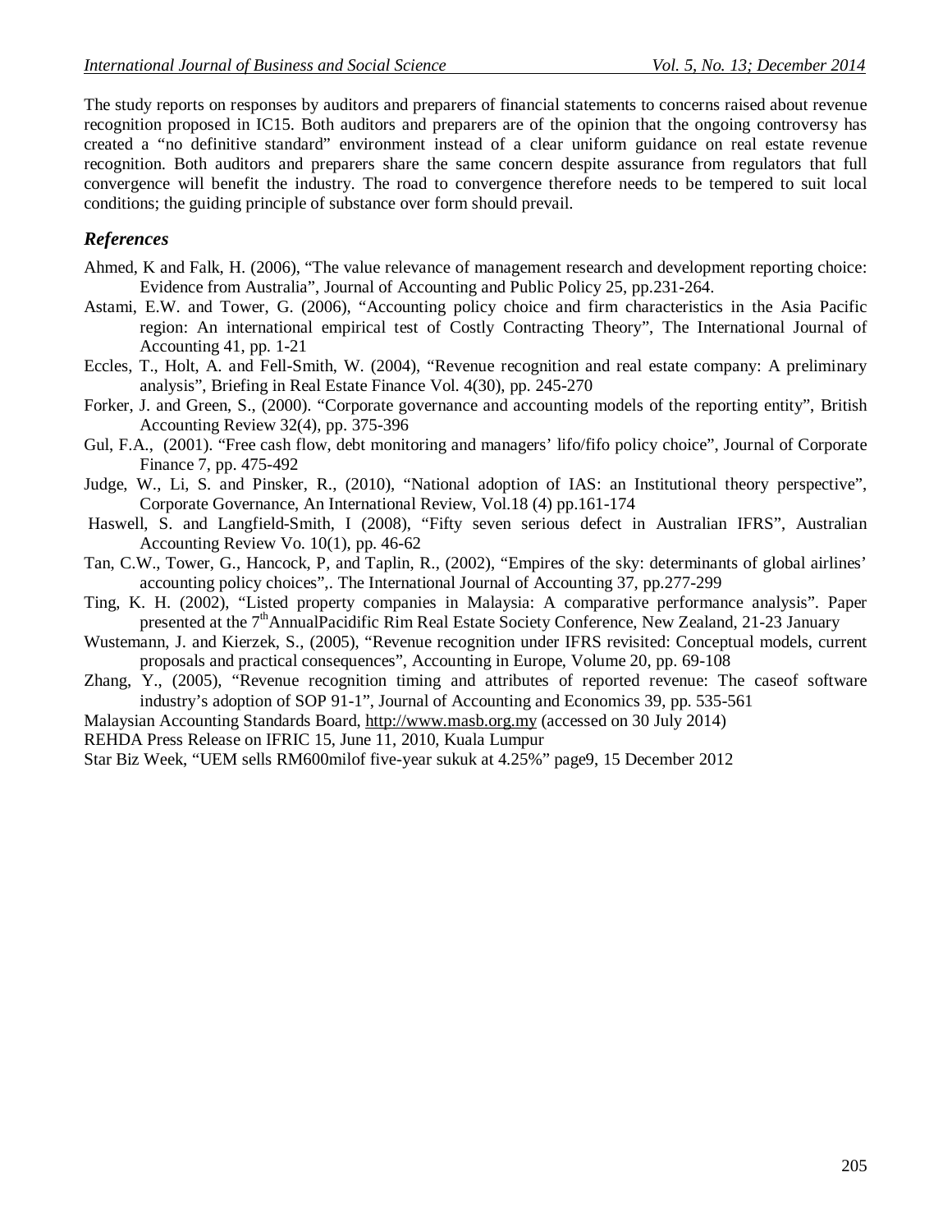The study reports on responses by auditors and preparers of financial statements to concerns raised about revenue recognition proposed in IC15. Both auditors and preparers are of the opinion that the ongoing controversy has created a "no definitive standard" environment instead of a clear uniform guidance on real estate revenue recognition. Both auditors and preparers share the same concern despite assurance from regulators that full convergence will benefit the industry. The road to convergence therefore needs to be tempered to suit local conditions; the guiding principle of substance over form should prevail.

## *References*

Ahmed, K and Falk, H. (2006), "The value relevance of management research and development reporting choice: Evidence from Australia", Journal of Accounting and Public Policy 25, pp.231-264.

Astami, E.W. and Tower, G. (2006), "Accounting policy choice and firm characteristics in the Asia Pacific region: An international empirical test of Costly Contracting Theory", The International Journal of Accounting 41, pp. 1-21

Eccles, T., Holt, A. and Fell-Smith, W. (2004), "Revenue recognition and real estate company: A preliminary analysis", Briefing in Real Estate Finance Vol. 4(30), pp. 245-270

Forker, J. and Green, S., (2000). "Corporate governance and accounting models of the reporting entity", British Accounting Review 32(4), pp. 375-396

Gul, F.A., (2001). "Free cash flow, debt monitoring and managers' lifo/fifo policy choice", Journal of Corporate Finance 7, pp. 475-492

Judge, W., Li, S. and Pinsker, R., (2010), "National adoption of IAS: an Institutional theory perspective", Corporate Governance, An International Review, Vol.18 (4) pp.161-174

Haswell, S. and Langfield-Smith, I (2008), "Fifty seven serious defect in Australian IFRS", Australian Accounting Review Vo. 10(1), pp. 46-62

Tan, C.W., Tower, G., Hancock, P, and Taplin, R., (2002), "Empires of the sky: determinants of global airlines' accounting policy choices",. The International Journal of Accounting 37, pp.277-299

Ting, K. H. (2002), "Listed property companies in Malaysia: A comparative performance analysis". Paper presented at the 7th AnnualPacidific Rim Real Estate Society Conference, New Zealand, 21-23 January

Wustemann, J. and Kierzek, S., (2005), "Revenue recognition under IFRS revisited: Conceptual models, current proposals and practical consequences", Accounting in Europe, Volume 20, pp. 69-108

Zhang, Y., (2005), "Revenue recognition timing and attributes of reported revenue: The caseof software industry's adoption of SOP 91-1", Journal of Accounting and Economics 39, pp. 535-561

Malaysian Accounting Standards Board, http://www.masb.org.my (accessed on 30 July 2014)

REHDA Press Release on IFRIC 15, June 11, 2010, Kuala Lumpur

Star Biz Week, "UEM sells RM600milof five-year sukuk at 4.25%" page9, 15 December 2012